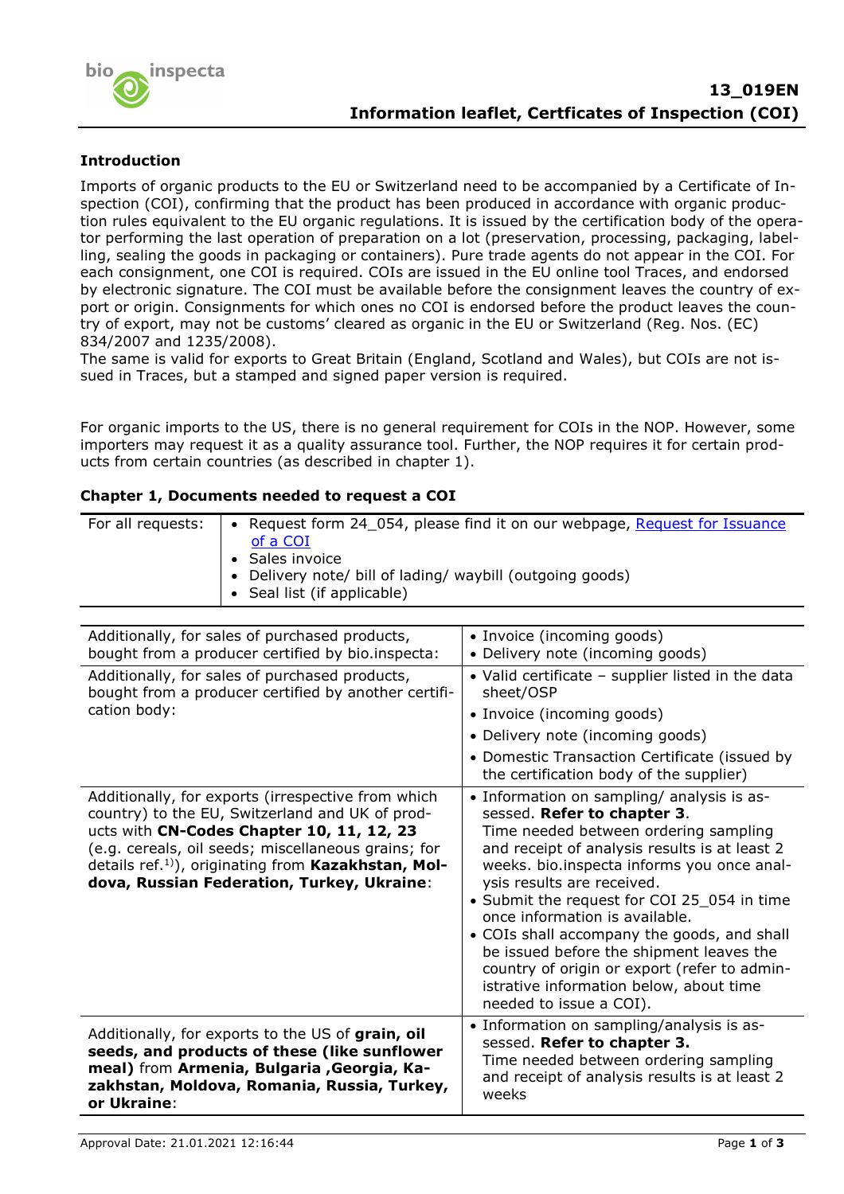# 13_019EN
## Information leaflet, Certficates of Inspection (COI)

### Introduction

Imports of organic products to the EU or Switzerland need to be accompanied by a Certificate of Inspection (COI), confirming that the product has been produced in accordance with organic production rules equivalent to the EU organic regulations. It is issued by the certification body of the operator performing the last operation of preparation on a lot (preservation, processing, packaging, labelling, sealing the goods in packaging or containers). Pure trade agents do not appear in the COI. For each consignment, one COI is required. COIs are issued in the EU online tool Traces, and endorsed by electronic signature. The COI must be available before the consignment leaves the country of export or origin. Consignments for which ones no COI is endorsed before the product leaves the country of export, may not be customs' cleared as organic in the EU or Switzerland (Reg. Nos. (EC) 834/2007 and 1235/2008).
The same is valid for exports to Great Britain (England, Scotland and Wales), but COIs are not issued in Traces, but a stamped and signed paper version is required.

For organic imports to the US, there is no general requirement for COIs in the NOP. However, some importers may request it as a quality assurance tool. Further, the NOP requires it for certain products from certain countries (as described in chapter 1).

### Chapter 1, Documents needed to request a COI

| For all requests: | • Request form 24_054, please find it on our webpage, [Request for Issuance of a COI]<br>• Sales invoice<br>• Delivery note/ bill of lading/ waybill (outgoing goods)<br>• Seal list (if applicable) |
|---|---|

| | |
|---|---|
| Additionally, for sales of purchased products, bought from a producer certified by bio.inspecta: | • Invoice (incoming goods)<br>• Delivery note (incoming goods) |
| Additionally, for sales of purchased products, bought from a producer certified by another certification body: | • Valid certificate – supplier listed in the data sheet/OSP<br>• Invoice (incoming goods)<br>• Delivery note (incoming goods)<br>• Domestic Transaction Certificate (issued by the certification body of the supplier) |
| Additionally, for exports (irrespective from which country) to the EU, Switzerland and UK of products with **CN-Codes Chapter 10, 11, 12, 23** (e.g. cereals, oil seeds; miscellaneous grains; for details ref.[1]), originating from **Kazakhstan, Moldova, Russian Federation, Turkey, Ukraine**: | • Information on sampling/ analysis is assessed. **Refer to chapter 3**. Time needed between ordering sampling and receipt of analysis results is at least 2 weeks. bio.inspecta informs you once analysis results are received.<br>• Submit the request for COI 25_054 in time once information is available.<br>• COIs shall accompany the goods, and shall be issued before the shipment leaves the country of origin or export (refer to administrative information below, about time needed to issue a COI). |
| Additionally, for exports to the US of **grain, oil seeds, and products of these (like sunflower meal)** from **Armenia, Bulgaria ,Georgia, Kazakhstan, Moldova, Romania, Russia, Turkey, or Ukraine**: | • Information on sampling/analysis is assessed. **Refer to chapter 3.** Time needed between ordering sampling and receipt of analysis results is at least 2 weeks |

Approval Date: 21.01.2021 12:16:44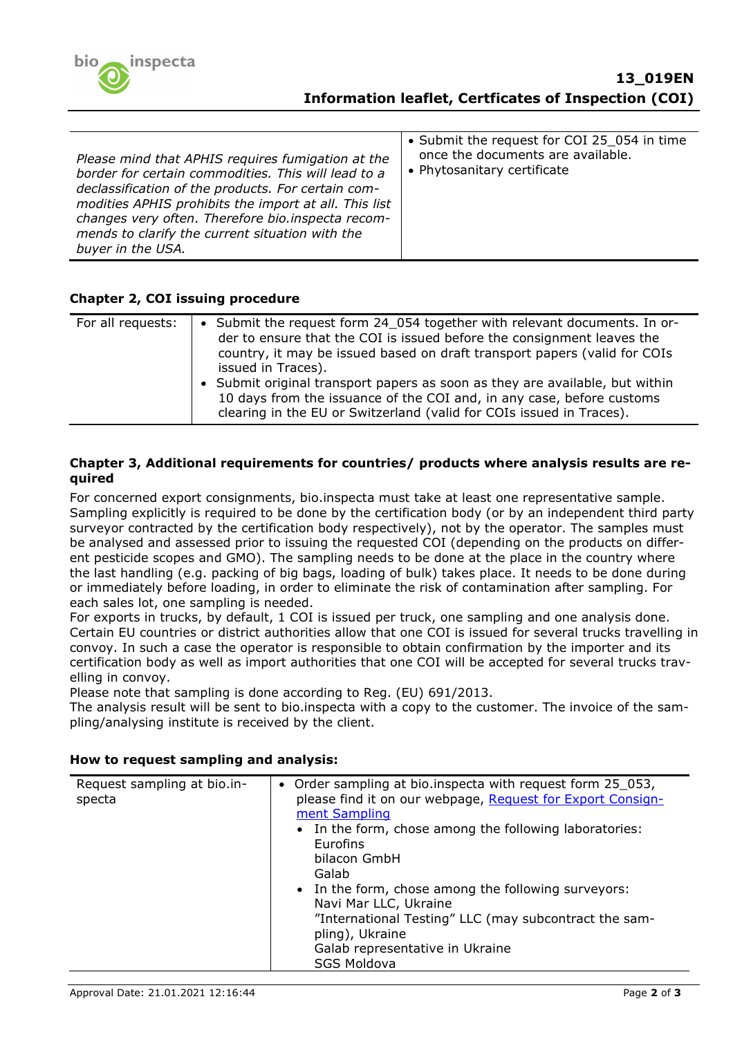| | |
|---|---|
| *Please mind that APHIS requires fumigation at the border for certain commodities. This will lead to a declassification of the products. For certain commodities APHIS prohibits the import at all. This list changes very often. Therefore bio.inspecta recommends to clarify the current situation with the buyer in the USA.* | • Submit the request for COI 25_054 in time once the documents are available.<br>• Phytosanitary certificate |

### Chapter 2, COI issuing procedure

| | |
|---|---|
| For all requests: | • Submit the request form 24_054 together with relevant documents. In order to ensure that the COI is issued before the consignment leaves the country, it may be issued based on draft transport papers (valid for COIs issued in Traces).<br>• Submit original transport papers as soon as they are available, but within 10 days from the issuance of the COI and, in any case, before customs clearing in the EU or Switzerland (valid for COIs issued in Traces). |

### Chapter 3, Additional requirements for countries/ products where analysis results are required

For concerned export consignments, bio.inspecta must take at least one representative sample. Sampling explicitly is required to be done by the certification body (or by an independent third party surveyor contracted by the certification body respectively), not by the operator. The samples must be analysed and assessed prior to issuing the requested COI (depending on the products on different pesticide scopes and GMO). The sampling needs to be done at the place in the country where the last handling (e.g. packing of big bags, loading of bulk) takes place. It needs to be done during or immediately before loading, in order to eliminate the risk of contamination after sampling. For each sales lot, one sampling is needed.
For exports in trucks, by default, 1 COI is issued per truck, one sampling and one analysis done. Certain EU countries or district authorities allow that one COI is issued for several trucks travelling in convoy. In such a case the operator is responsible to obtain confirmation by the importer and its certification body as well as import authorities that one COI will be accepted for several trucks travelling in convoy.
Please note that sampling is done according to Reg. (EU) 691/2013.
The analysis result will be sent to bio.inspecta with a copy to the customer. The invoice of the sampling/analysing institute is received by the client.

### How to request sampling and analysis:

| | |
|---|---|
| Request sampling at bio.inspecta | • Order sampling at bio.inspecta with request form 25_053, please find it on our webpage, Request for Export Consignment Sampling<br>• In the form, chose among the following laboratories:<br>Eurofins<br>bilacon GmbH<br>Galab<br>• In the form, chose among the following surveyors:<br>Navi Mar LLC, Ukraine<br>"International Testing" LLC (may subcontract the sampling), Ukraine<br>Galab representative in Ukraine<br>SGS Moldova |

Approval Date: 21.01.2021 12:16:44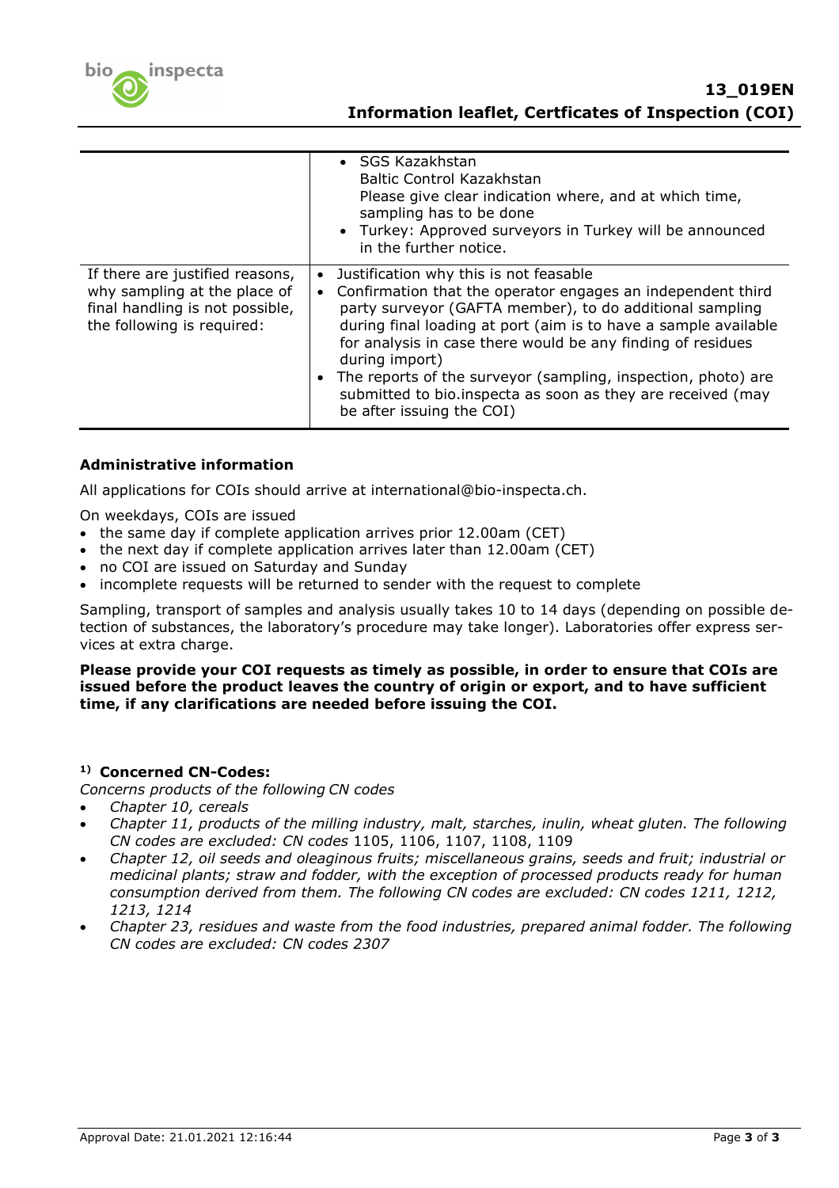| | |
|---|---|
| | • SGS Kazakhstan<br>Baltic Control Kazakhstan<br>Please give clear indication where, and at which time, sampling has to be done<br>• Turkey: Approved surveyors in Turkey will be announced in the further notice. |
| If there are justified reasons, why sampling at the place of final handling is not possible, the following is required: | • Justification why this is not feasable<br>• Confirmation that the operator engages an independent third party surveyor (GAFTA member), to do additional sampling during final loading at port (aim is to have a sample available for analysis in case there would be any finding of residues during import)<br>• The reports of the surveyor (sampling, inspection, photo) are submitted to bio.inspecta as soon as they are received (may be after issuing the COI) |

**Administrative information**

All applications for COIs should arrive at international@bio-inspecta.ch.

On weekdays, COIs are issued

- the same day if complete application arrives prior 12.00am (CET)
- the next day if complete application arrives later than 12.00am (CET)
- no COI are issued on Saturday and Sunday
- incomplete requests will be returned to sender with the request to complete

Sampling, transport of samples and analysis usually takes 10 to 14 days (depending on possible detection of substances, the laboratory's procedure may take longer). Laboratories offer express services at extra charge.

**Please provide your COI requests as timely as possible, in order to ensure that COIs are issued before the product leaves the country of origin or export, and to have sufficient time, if any clarifications are needed before issuing the COI.**

**[1] Concerned CN-Codes:**

*Concerns products of the following CN codes*

- *Chapter 10, cereals*
- *Chapter 11, products of the milling industry, malt, starches, inulin, wheat gluten. The following CN codes are excluded: CN codes* 1105, 1106, 1107, 1108, 1109
- *Chapter 12, oil seeds and oleaginous fruits; miscellaneous grains, seeds and fruit; industrial or medicinal plants; straw and fodder, with the exception of processed products ready for human consumption derived from them. The following CN codes are excluded: CN codes 1211, 1212, 1213, 1214*
- *Chapter 23, residues and waste from the food industries, prepared animal fodder. The following CN codes are excluded: CN codes 2307*